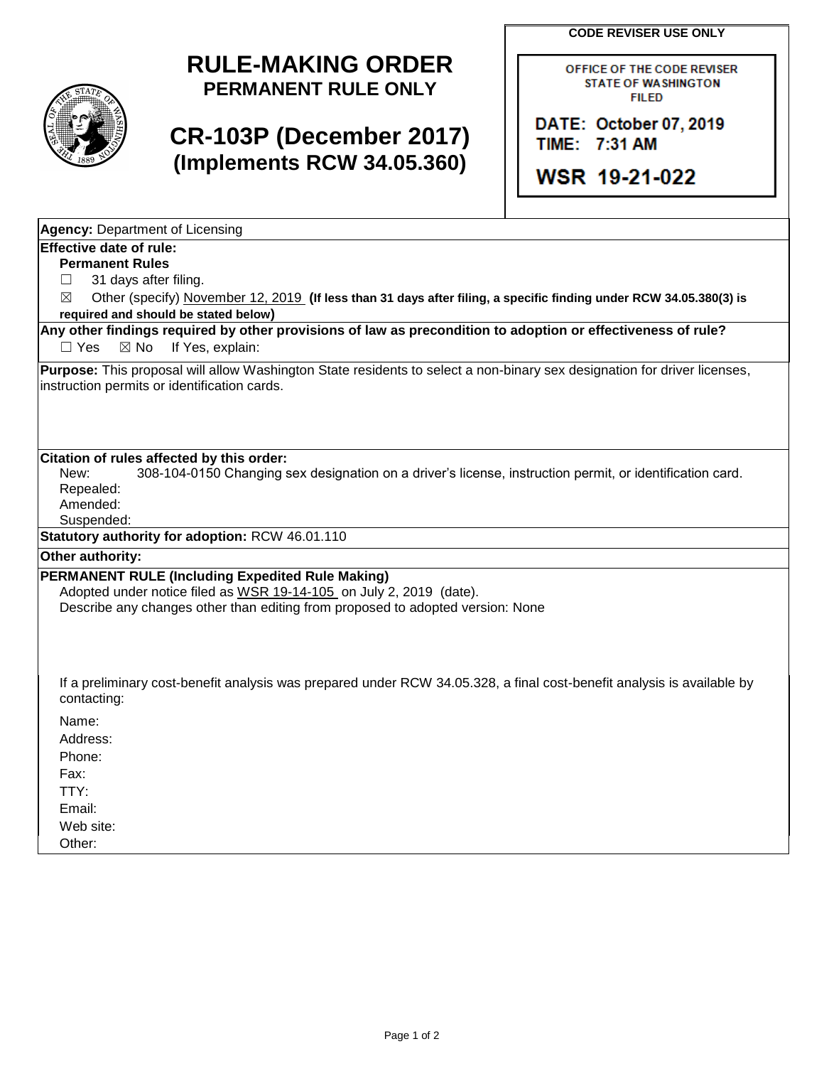# RULE-MAKING ORDER

**PERMANENT RULE ONLY**

# CR-103P (December 2017)

**(Implements RCW 34.05.360)**

**CODE REVISER USE ONLY**

OFFICE OF THE CODE REVISER
STATE OF WASHINGTON
FILED

DATE: October 07, 2019
TIME: 7:31 AM

WSR 19-21-022

**Agency:** Department of Licensing

**Effective date of rule:**

**Permanent Rules**

☐ 31 days after filing.

☒ Other (specify) November 12, 2019 **(If less than 31 days after filing, a specific finding under RCW 34.05.380(3) is required and should be stated below)**

**Any other findings required by other provisions of law as precondition to adoption or effectiveness of rule?**

☐ Yes ☒ No If Yes, explain:

**Purpose:** This proposal will allow Washington State residents to select a non-binary sex designation for driver licenses, instruction permits or identification cards.

**Citation of rules affected by this order:**

New: 308-104-0150 Changing sex designation on a driver's license, instruction permit, or identification card.
Repealed:
Amended:
Suspended:

**Statutory authority for adoption:** RCW 46.01.110

**Other authority:**

**PERMANENT RULE (Including Expedited Rule Making)**

Adopted under notice filed as WSR 19-14-105 on July 2, 2019 (date).

Describe any changes other than editing from proposed to adopted version: None

If a preliminary cost-benefit analysis was prepared under RCW 34.05.328, a final cost-benefit analysis is available by contacting:

Name:
Address:
Phone:
Fax:
TTY:
Email:
Web site:
Other: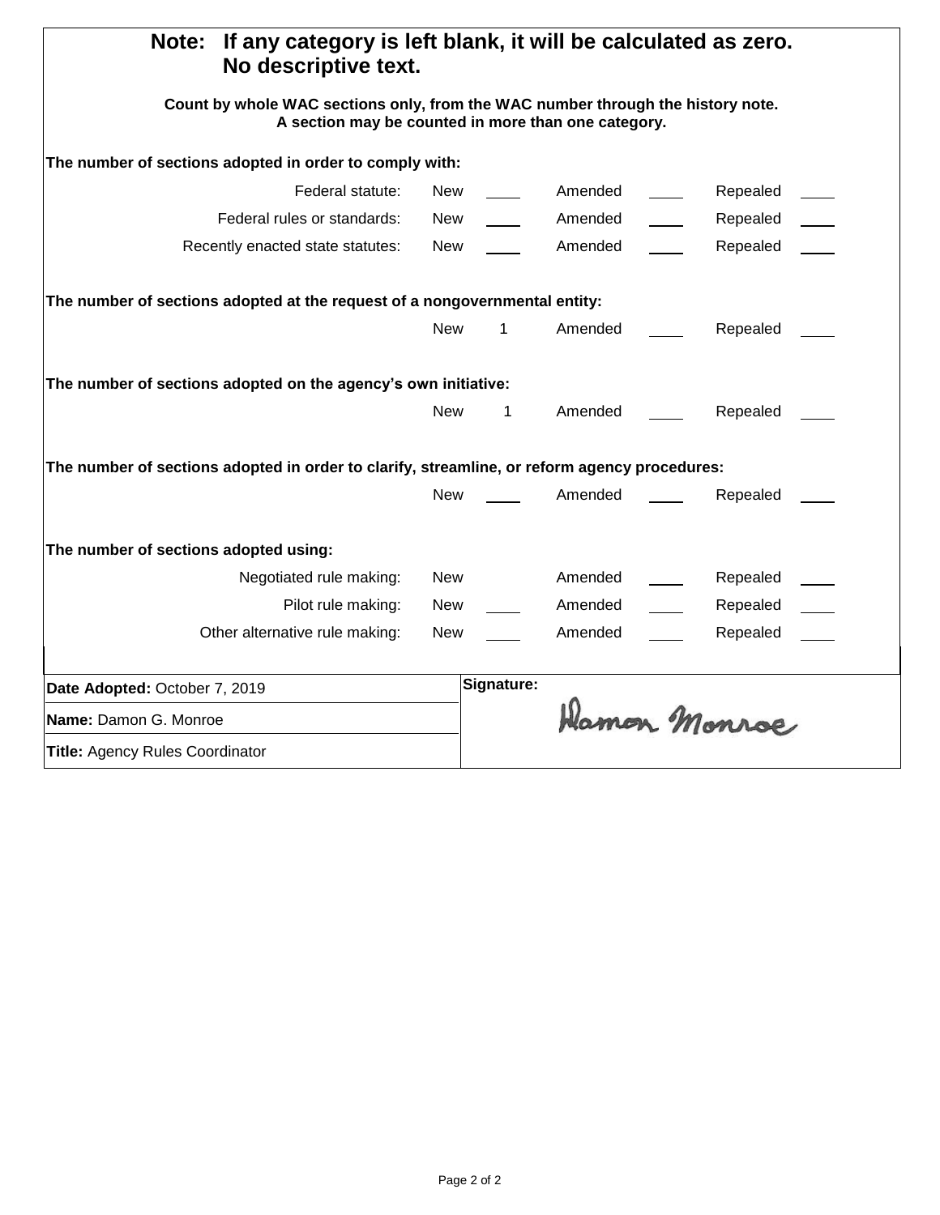**Note: If any category is left blank, it will be calculated as zero. No descriptive text.**

**Count by whole WAC sections only, from the WAC number through the history note. A section may be counted in more than one category.**

**The number of sections adopted in order to comply with:**

| | | | | | | |
|---|---|---|---|---|---|---|
| Federal statute: | New | | Amended | | Repealed | |
| Federal rules or standards: | New | | Amended | | Repealed | |
| Recently enacted state statutes: | New | | Amended | | Repealed | |

**The number of sections adopted at the request of a nongovernmental entity:**

| | | | | | |
|---|---|---|---|---|---|
| New | 1 | Amended | | Repealed | |

**The number of sections adopted on the agency's own initiative:**

| | | | | | |
|---|---|---|---|---|---|
| New | 1 | Amended | | Repealed | |

**The number of sections adopted in order to clarify, streamline, or reform agency procedures:**

| | | | | | |
|---|---|---|---|---|---|
| New | | Amended | | Repealed | |

**The number of sections adopted using:**

| | | | | | | |
|---|---|---|---|---|---|---|
| Negotiated rule making: | New | | Amended | | Repealed | |
| Pilot rule making: | New | | Amended | | Repealed | |
| Other alternative rule making: | New | | Amended | | Repealed | |

| | |
|---|---|
| **Date Adopted:** October 7, 2019 | **Signature:** Damon Monroe |
| **Name:** Damon G. Monroe | |
| **Title:** Agency Rules Coordinator | |